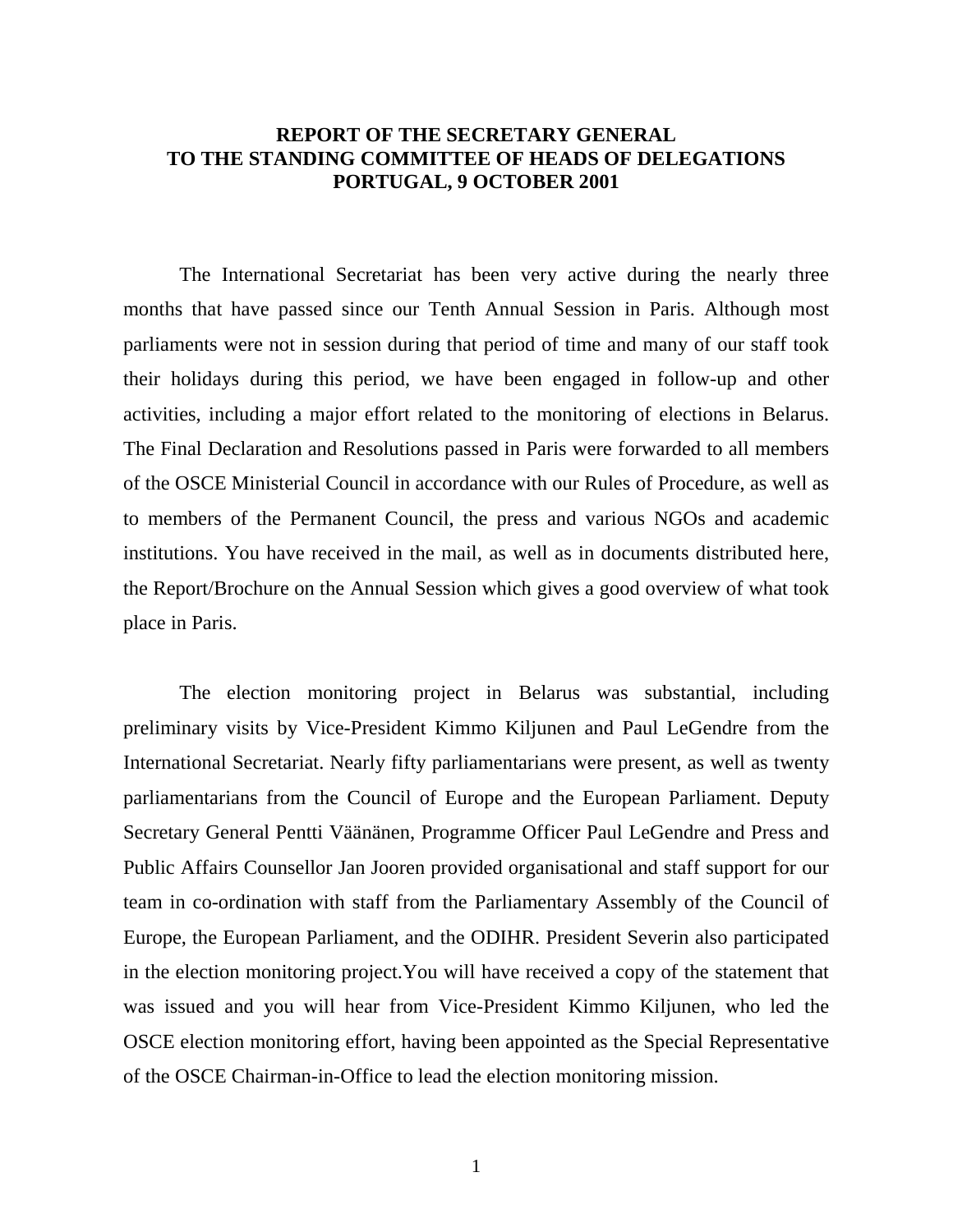# REPORT OF THE SECRETARY GENERAL TO THE STANDING COMMITTEE OF HEADS OF DELEGATIONS PORTUGAL, 9 OCTOBER 2001

The International Secretariat has been very active during the nearly three months that have passed since our Tenth Annual Session in Paris. Although most parliaments were not in session during that period of time and many of our staff took their holidays during this period, we have been engaged in follow-up and other activities, including a major effort related to the monitoring of elections in Belarus. The Final Declaration and Resolutions passed in Paris were forwarded to all members of the OSCE Ministerial Council in accordance with our Rules of Procedure, as well as to members of the Permanent Council, the press and various NGOs and academic institutions. You have received in the mail, as well as in documents distributed here, the Report/Brochure on the Annual Session which gives a good overview of what took place in Paris.

The election monitoring project in Belarus was substantial, including preliminary visits by Vice-President Kimmo Kiljunen and Paul LeGendre from the International Secretariat. Nearly fifty parliamentarians were present, as well as twenty parliamentarians from the Council of Europe and the European Parliament. Deputy Secretary General Pentti Väänänen, Programme Officer Paul LeGendre and Press and Public Affairs Counsellor Jan Jooren provided organisational and staff support for our team in co-ordination with staff from the Parliamentary Assembly of the Council of Europe, the European Parliament, and the ODIHR. President Severin also participated in the election monitoring project.You will have received a copy of the statement that was issued and you will hear from Vice-President Kimmo Kiljunen, who led the OSCE election monitoring effort, having been appointed as the Special Representative of the OSCE Chairman-in-Office to lead the election monitoring mission.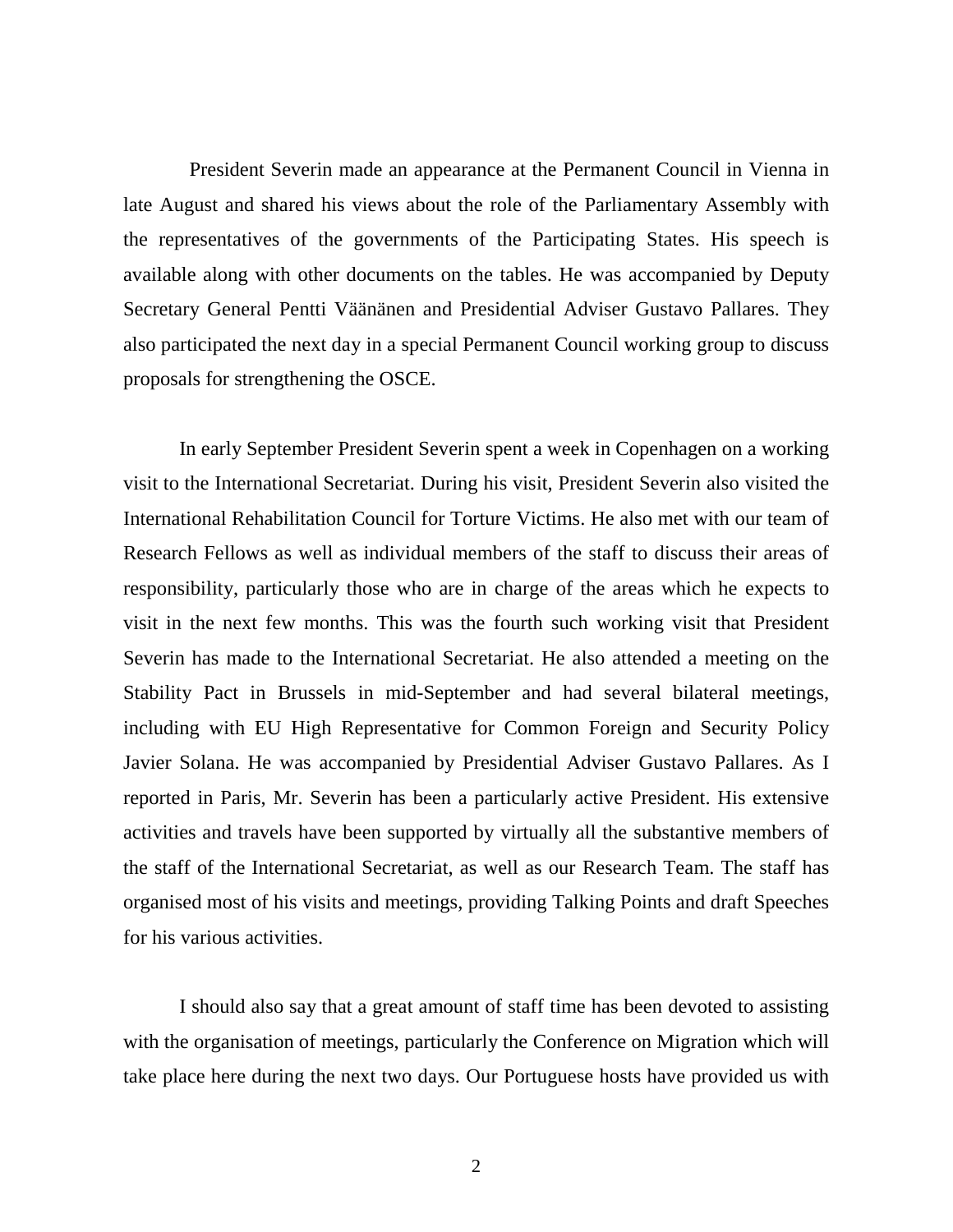President Severin made an appearance at the Permanent Council in Vienna in late August and shared his views about the role of the Parliamentary Assembly with the representatives of the governments of the Participating States. His speech is available along with other documents on the tables. He was accompanied by Deputy Secretary General Pentti Väänänen and Presidential Adviser Gustavo Pallares. They also participated the next day in a special Permanent Council working group to discuss proposals for strengthening the OSCE.

In early September President Severin spent a week in Copenhagen on a working visit to the International Secretariat. During his visit, President Severin also visited the International Rehabilitation Council for Torture Victims. He also met with our team of Research Fellows as well as individual members of the staff to discuss their areas of responsibility, particularly those who are in charge of the areas which he expects to visit in the next few months. This was the fourth such working visit that President Severin has made to the International Secretariat. He also attended a meeting on the Stability Pact in Brussels in mid-September and had several bilateral meetings, including with EU High Representative for Common Foreign and Security Policy Javier Solana. He was accompanied by Presidential Adviser Gustavo Pallares. As I reported in Paris, Mr. Severin has been a particularly active President. His extensive activities and travels have been supported by virtually all the substantive members of the staff of the International Secretariat, as well as our Research Team. The staff has organised most of his visits and meetings, providing Talking Points and draft Speeches for his various activities.

I should also say that a great amount of staff time has been devoted to assisting with the organisation of meetings, particularly the Conference on Migration which will take place here during the next two days. Our Portuguese hosts have provided us with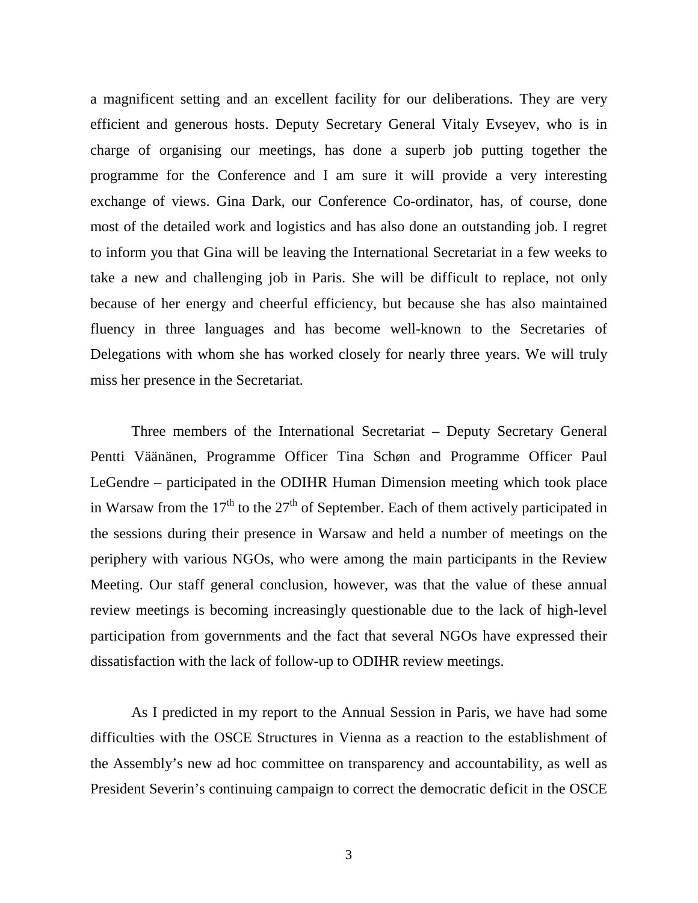a magnificent setting and an excellent facility for our deliberations. They are very efficient and generous hosts. Deputy Secretary General Vitaly Evseyev, who is in charge of organising our meetings, has done a superb job putting together the programme for the Conference and I am sure it will provide a very interesting exchange of views. Gina Dark, our Conference Co-ordinator, has, of course, done most of the detailed work and logistics and has also done an outstanding job. I regret to inform you that Gina will be leaving the International Secretariat in a few weeks to take a new and challenging job in Paris. She will be difficult to replace, not only because of her energy and cheerful efficiency, but because she has also maintained fluency in three languages and has become well-known to the Secretaries of Delegations with whom she has worked closely for nearly three years. We will truly miss her presence in the Secretariat.

Three members of the International Secretariat – Deputy Secretary General Pentti Väänänen, Programme Officer Tina Schøn and Programme Officer Paul LeGendre – participated in the ODIHR Human Dimension meeting which took place in Warsaw from the 17th to the 27th of September. Each of them actively participated in the sessions during their presence in Warsaw and held a number of meetings on the periphery with various NGOs, who were among the main participants in the Review Meeting. Our staff general conclusion, however, was that the value of these annual review meetings is becoming increasingly questionable due to the lack of high-level participation from governments and the fact that several NGOs have expressed their dissatisfaction with the lack of follow-up to ODIHR review meetings.

As I predicted in my report to the Annual Session in Paris, we have had some difficulties with the OSCE Structures in Vienna as a reaction to the establishment of the Assembly's new ad hoc committee on transparency and accountability, as well as President Severin's continuing campaign to correct the democratic deficit in the OSCE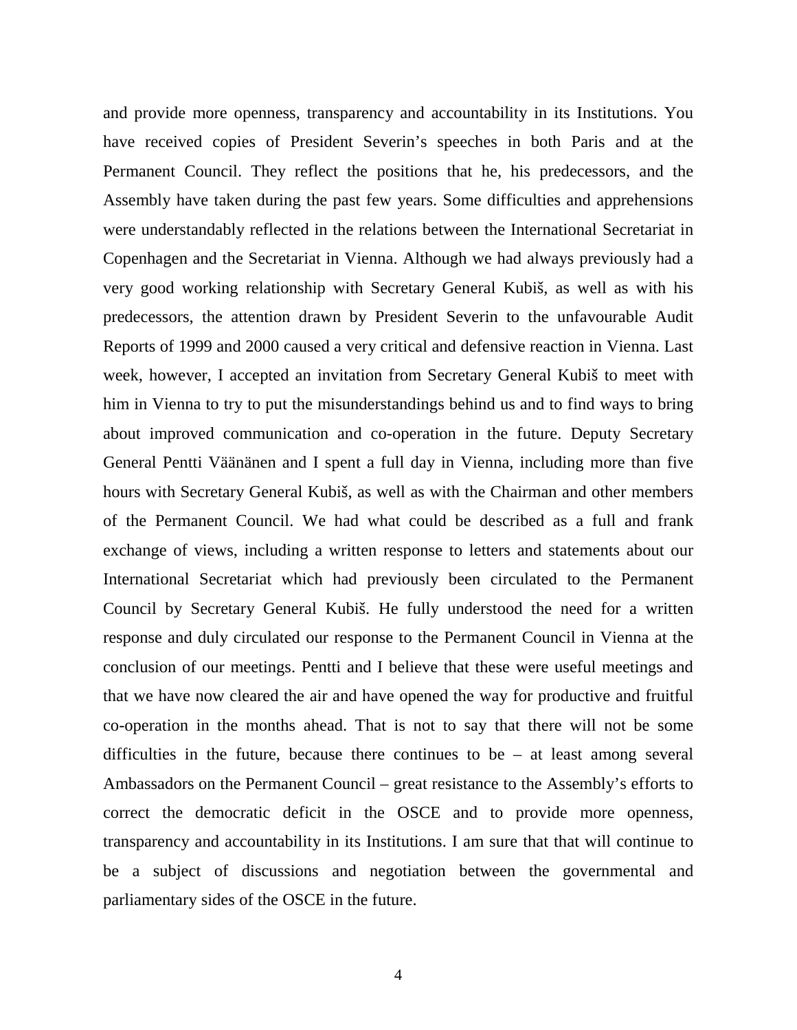and provide more openness, transparency and accountability in its Institutions. You have received copies of President Severin's speeches in both Paris and at the Permanent Council. They reflect the positions that he, his predecessors, and the Assembly have taken during the past few years. Some difficulties and apprehensions were understandably reflected in the relations between the International Secretariat in Copenhagen and the Secretariat in Vienna. Although we had always previously had a very good working relationship with Secretary General Kubiš, as well as with his predecessors, the attention drawn by President Severin to the unfavourable Audit Reports of 1999 and 2000 caused a very critical and defensive reaction in Vienna. Last week, however, I accepted an invitation from Secretary General Kubiš to meet with him in Vienna to try to put the misunderstandings behind us and to find ways to bring about improved communication and co-operation in the future. Deputy Secretary General Pentti Väänänen and I spent a full day in Vienna, including more than five hours with Secretary General Kubiš, as well as with the Chairman and other members of the Permanent Council. We had what could be described as a full and frank exchange of views, including a written response to letters and statements about our International Secretariat which had previously been circulated to the Permanent Council by Secretary General Kubiš. He fully understood the need for a written response and duly circulated our response to the Permanent Council in Vienna at the conclusion of our meetings. Pentti and I believe that these were useful meetings and that we have now cleared the air and have opened the way for productive and fruitful co-operation in the months ahead. That is not to say that there will not be some difficulties in the future, because there continues to be – at least among several Ambassadors on the Permanent Council – great resistance to the Assembly's efforts to correct the democratic deficit in the OSCE and to provide more openness, transparency and accountability in its Institutions. I am sure that that will continue to be a subject of discussions and negotiation between the governmental and parliamentary sides of the OSCE in the future.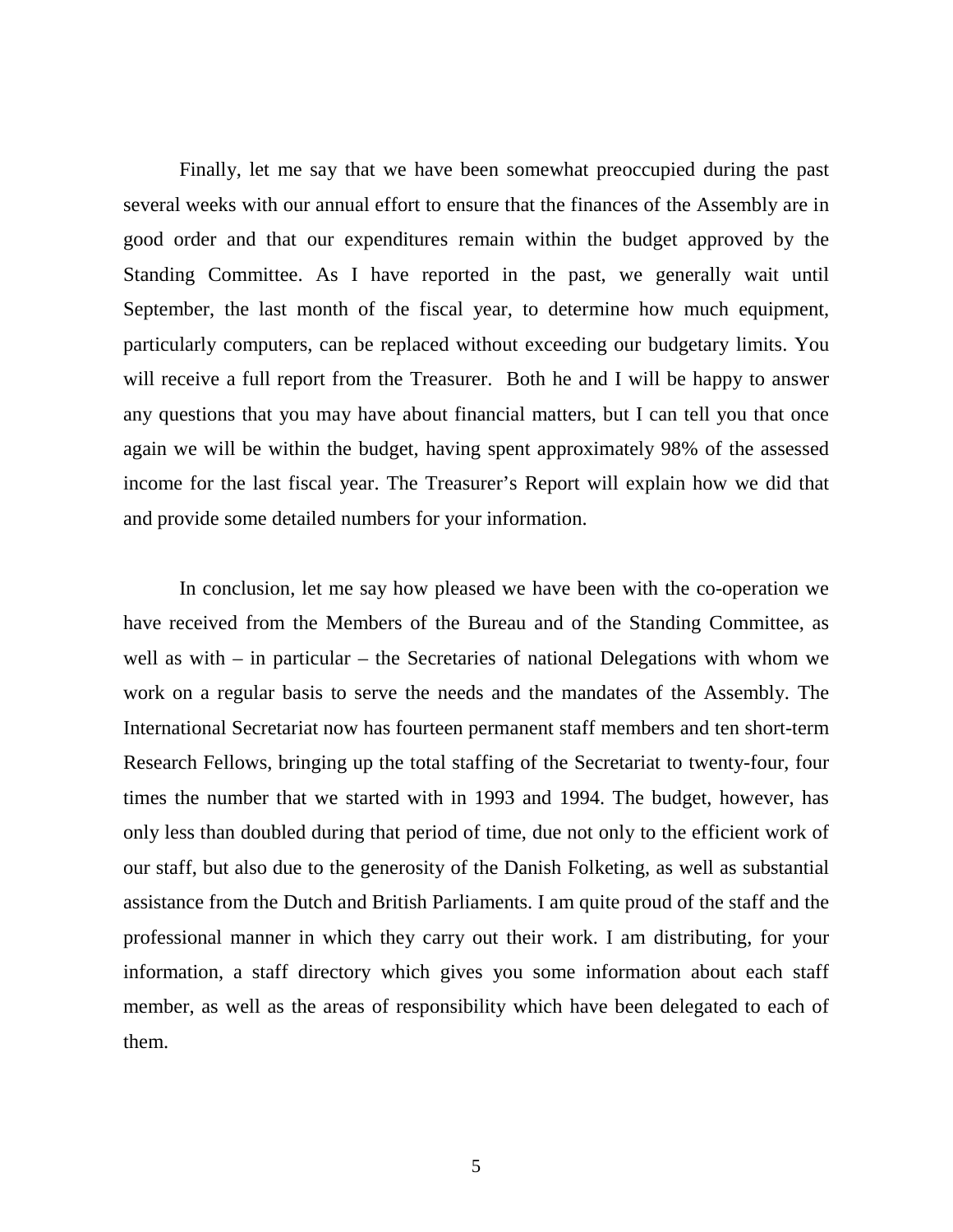Finally, let me say that we have been somewhat preoccupied during the past several weeks with our annual effort to ensure that the finances of the Assembly are in good order and that our expenditures remain within the budget approved by the Standing Committee. As I have reported in the past, we generally wait until September, the last month of the fiscal year, to determine how much equipment, particularly computers, can be replaced without exceeding our budgetary limits. You will receive a full report from the Treasurer. Both he and I will be happy to answer any questions that you may have about financial matters, but I can tell you that once again we will be within the budget, having spent approximately 98% of the assessed income for the last fiscal year. The Treasurer's Report will explain how we did that and provide some detailed numbers for your information.

In conclusion, let me say how pleased we have been with the co-operation we have received from the Members of the Bureau and of the Standing Committee, as well as with – in particular – the Secretaries of national Delegations with whom we work on a regular basis to serve the needs and the mandates of the Assembly. The International Secretariat now has fourteen permanent staff members and ten short-term Research Fellows, bringing up the total staffing of the Secretariat to twenty-four, four times the number that we started with in 1993 and 1994. The budget, however, has only less than doubled during that period of time, due not only to the efficient work of our staff, but also due to the generosity of the Danish Folketing, as well as substantial assistance from the Dutch and British Parliaments. I am quite proud of the staff and the professional manner in which they carry out their work. I am distributing, for your information, a staff directory which gives you some information about each staff member, as well as the areas of responsibility which have been delegated to each of them.